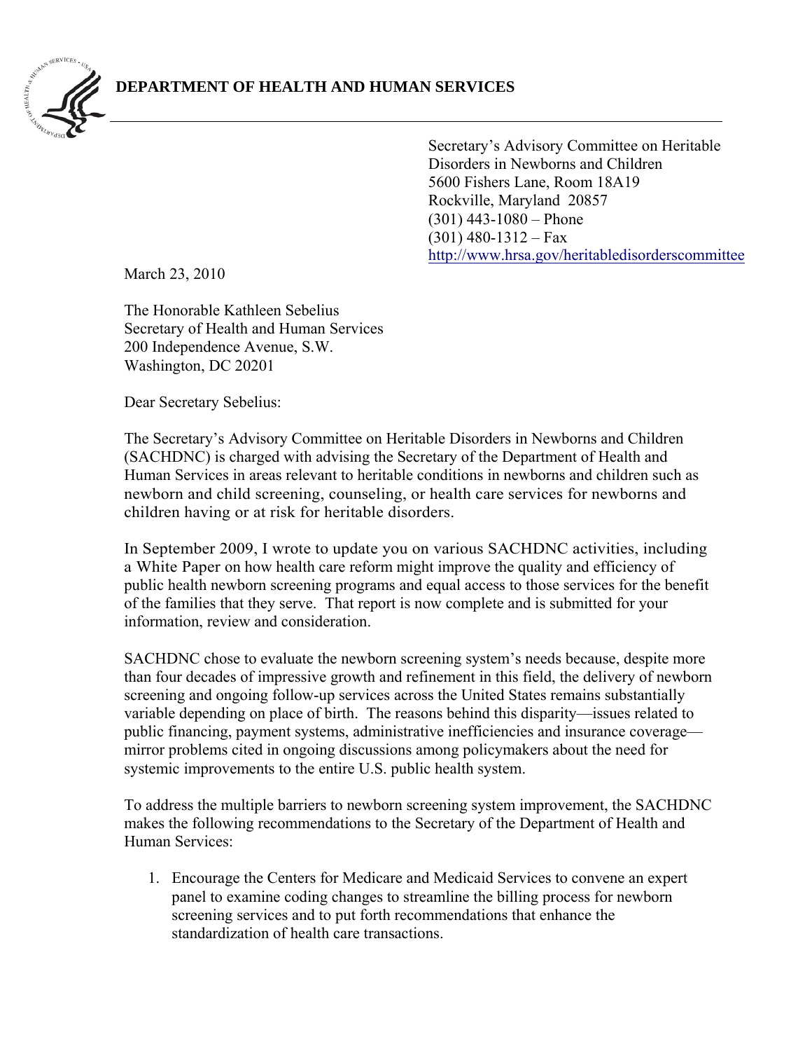**DEPARTMENT OF HEALTH AND HUMAN SERVICES**

Secretary's Advisory Committee on Heritable Disorders in Newborns and Children
5600 Fishers Lane, Room 18A19
Rockville, Maryland 20857
(301) 443-1080 – Phone
(301) 480-1312 – Fax
http://www.hrsa.gov/heritabledisorderscommittee

March 23, 2010

The Honorable Kathleen Sebelius
Secretary of Health and Human Services
200 Independence Avenue, S.W.
Washington, DC 20201

Dear Secretary Sebelius:

The Secretary's Advisory Committee on Heritable Disorders in Newborns and Children (SACHDNC) is charged with advising the Secretary of the Department of Health and Human Services in areas relevant to heritable conditions in newborns and children such as newborn and child screening, counseling, or health care services for newborns and children having or at risk for heritable disorders.

In September 2009, I wrote to update you on various SACHDNC activities, including a White Paper on how health care reform might improve the quality and efficiency of public health newborn screening programs and equal access to those services for the benefit of the families that they serve. That report is now complete and is submitted for your information, review and consideration.

SACHDNC chose to evaluate the newborn screening system's needs because, despite more than four decades of impressive growth and refinement in this field, the delivery of newborn screening and ongoing follow-up services across the United States remains substantially variable depending on place of birth. The reasons behind this disparity—issues related to public financing, payment systems, administrative inefficiencies and insurance coverage—mirror problems cited in ongoing discussions among policymakers about the need for systemic improvements to the entire U.S. public health system.

To address the multiple barriers to newborn screening system improvement, the SACHDNC makes the following recommendations to the Secretary of the Department of Health and Human Services:

1. Encourage the Centers for Medicare and Medicaid Services to convene an expert panel to examine coding changes to streamline the billing process for newborn screening services and to put forth recommendations that enhance the standardization of health care transactions.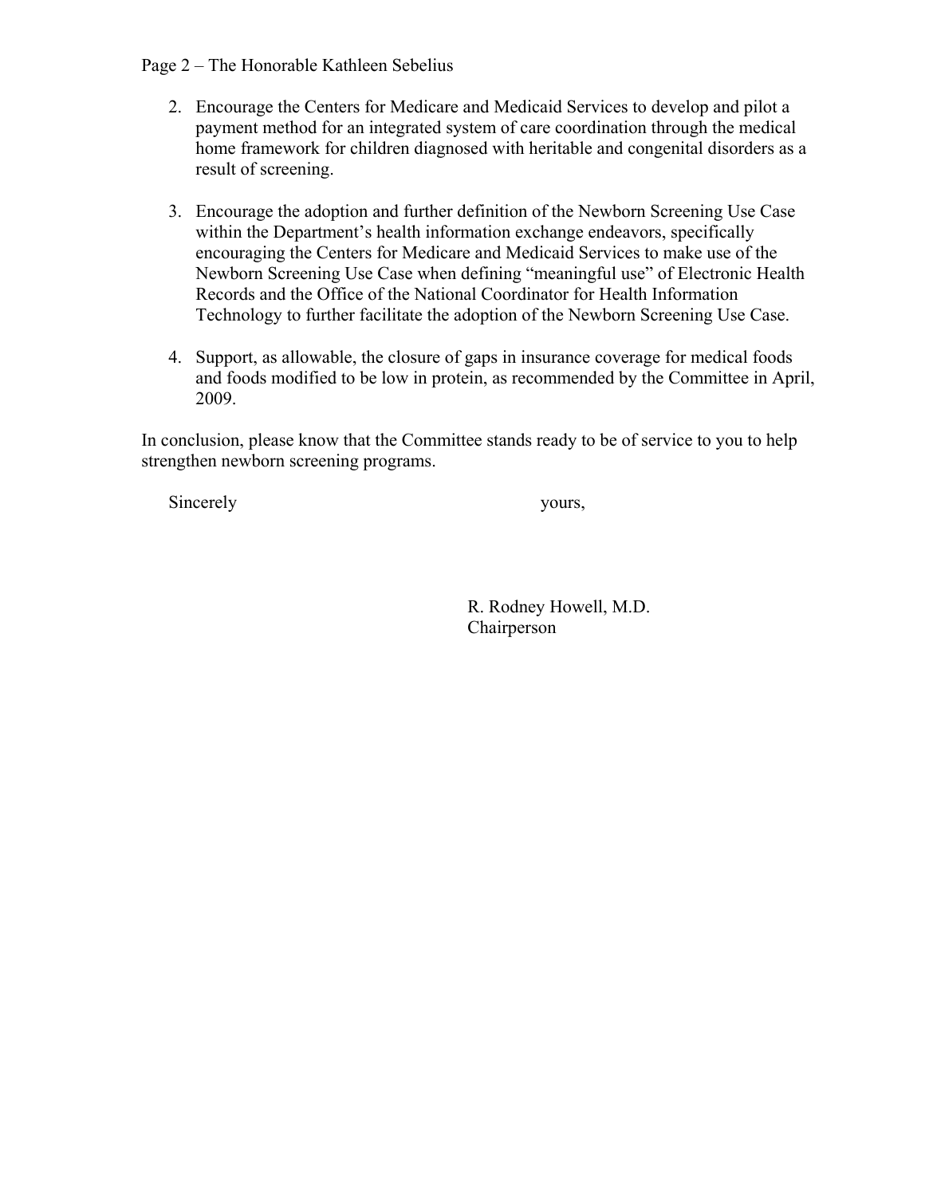2. Encourage the Centers for Medicare and Medicaid Services to develop and pilot a payment method for an integrated system of care coordination through the medical home framework for children diagnosed with heritable and congenital disorders as a result of screening.

3. Encourage the adoption and further definition of the Newborn Screening Use Case within the Department's health information exchange endeavors, specifically encouraging the Centers for Medicare and Medicaid Services to make use of the Newborn Screening Use Case when defining "meaningful use" of Electronic Health Records and the Office of the National Coordinator for Health Information Technology to further facilitate the adoption of the Newborn Screening Use Case.

4. Support, as allowable, the closure of gaps in insurance coverage for medical foods and foods modified to be low in protein, as recommended by the Committee in April, 2009.

In conclusion, please know that the Committee stands ready to be of service to you to help strengthen newborn screening programs.

Sincerely yours,

R. Rodney Howell, M.D.
Chairperson